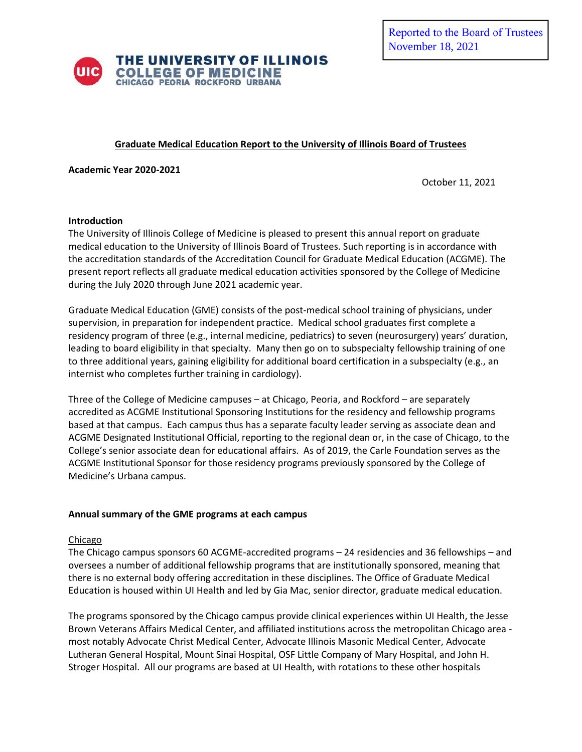Reported to the Board of Trustees
November 18, 2021

**THE UNIVERSITY OF ILLINOIS**
**COLLEGE OF MEDICINE**
**CHICAGO PEORIA ROCKFORD URBANA**

# Graduate Medical Education Report to the University of Illinois Board of Trustees

**Academic Year 2020-2021**

October 11, 2021

## Introduction

The University of Illinois College of Medicine is pleased to present this annual report on graduate medical education to the University of Illinois Board of Trustees. Such reporting is in accordance with the accreditation standards of the Accreditation Council for Graduate Medical Education (ACGME). The present report reflects all graduate medical education activities sponsored by the College of Medicine during the July 2020 through June 2021 academic year.

Graduate Medical Education (GME) consists of the post-medical school training of physicians, under supervision, in preparation for independent practice. Medical school graduates first complete a residency program of three (e.g., internal medicine, pediatrics) to seven (neurosurgery) years' duration, leading to board eligibility in that specialty. Many then go on to subspecialty fellowship training of one to three additional years, gaining eligibility for additional board certification in a subspecialty (e.g., an internist who completes further training in cardiology).

Three of the College of Medicine campuses – at Chicago, Peoria, and Rockford – are separately accredited as ACGME Institutional Sponsoring Institutions for the residency and fellowship programs based at that campus. Each campus thus has a separate faculty leader serving as associate dean and ACGME Designated Institutional Official, reporting to the regional dean or, in the case of Chicago, to the College's senior associate dean for educational affairs. As of 2019, the Carle Foundation serves as the ACGME Institutional Sponsor for those residency programs previously sponsored by the College of Medicine's Urbana campus.

## Annual summary of the GME programs at each campus

### Chicago

The Chicago campus sponsors 60 ACGME-accredited programs – 24 residencies and 36 fellowships – and oversees a number of additional fellowship programs that are institutionally sponsored, meaning that there is no external body offering accreditation in these disciplines. The Office of Graduate Medical Education is housed within UI Health and led by Gia Mac, senior director, graduate medical education.

The programs sponsored by the Chicago campus provide clinical experiences within UI Health, the Jesse Brown Veterans Affairs Medical Center, and affiliated institutions across the metropolitan Chicago area - most notably Advocate Christ Medical Center, Advocate Illinois Masonic Medical Center, Advocate Lutheran General Hospital, Mount Sinai Hospital, OSF Little Company of Mary Hospital, and John H. Stroger Hospital. All our programs are based at UI Health, with rotations to these other hospitals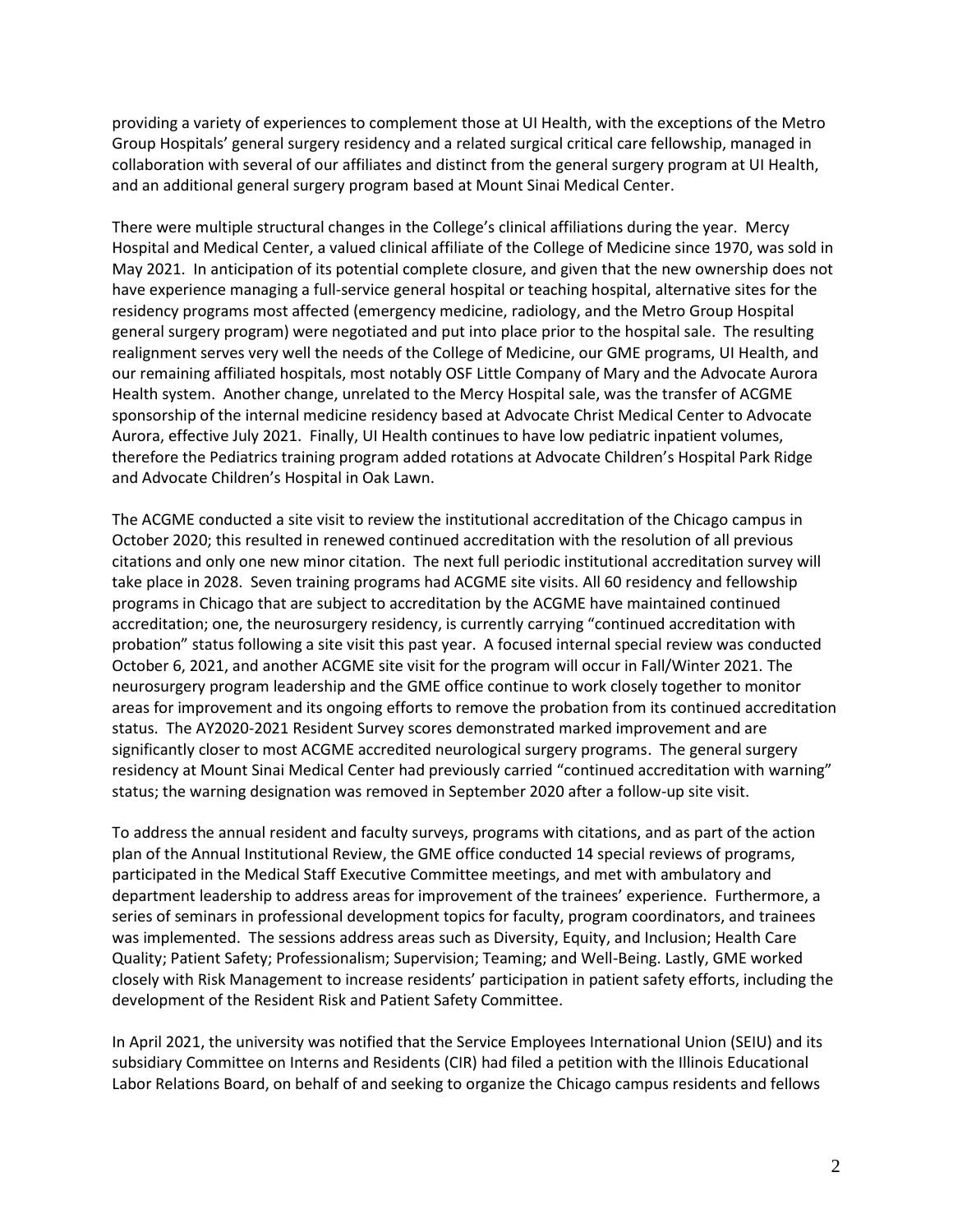providing a variety of experiences to complement those at UI Health, with the exceptions of the Metro Group Hospitals' general surgery residency and a related surgical critical care fellowship, managed in collaboration with several of our affiliates and distinct from the general surgery program at UI Health, and an additional general surgery program based at Mount Sinai Medical Center.

There were multiple structural changes in the College's clinical affiliations during the year. Mercy Hospital and Medical Center, a valued clinical affiliate of the College of Medicine since 1970, was sold in May 2021. In anticipation of its potential complete closure, and given that the new ownership does not have experience managing a full-service general hospital or teaching hospital, alternative sites for the residency programs most affected (emergency medicine, radiology, and the Metro Group Hospital general surgery program) were negotiated and put into place prior to the hospital sale. The resulting realignment serves very well the needs of the College of Medicine, our GME programs, UI Health, and our remaining affiliated hospitals, most notably OSF Little Company of Mary and the Advocate Aurora Health system. Another change, unrelated to the Mercy Hospital sale, was the transfer of ACGME sponsorship of the internal medicine residency based at Advocate Christ Medical Center to Advocate Aurora, effective July 2021. Finally, UI Health continues to have low pediatric inpatient volumes, therefore the Pediatrics training program added rotations at Advocate Children's Hospital Park Ridge and Advocate Children's Hospital in Oak Lawn.

The ACGME conducted a site visit to review the institutional accreditation of the Chicago campus in October 2020; this resulted in renewed continued accreditation with the resolution of all previous citations and only one new minor citation. The next full periodic institutional accreditation survey will take place in 2028. Seven training programs had ACGME site visits. All 60 residency and fellowship programs in Chicago that are subject to accreditation by the ACGME have maintained continued accreditation; one, the neurosurgery residency, is currently carrying "continued accreditation with probation" status following a site visit this past year. A focused internal special review was conducted October 6, 2021, and another ACGME site visit for the program will occur in Fall/Winter 2021. The neurosurgery program leadership and the GME office continue to work closely together to monitor areas for improvement and its ongoing efforts to remove the probation from its continued accreditation status. The AY2020-2021 Resident Survey scores demonstrated marked improvement and are significantly closer to most ACGME accredited neurological surgery programs. The general surgery residency at Mount Sinai Medical Center had previously carried "continued accreditation with warning" status; the warning designation was removed in September 2020 after a follow-up site visit.

To address the annual resident and faculty surveys, programs with citations, and as part of the action plan of the Annual Institutional Review, the GME office conducted 14 special reviews of programs, participated in the Medical Staff Executive Committee meetings, and met with ambulatory and department leadership to address areas for improvement of the trainees' experience. Furthermore, a series of seminars in professional development topics for faculty, program coordinators, and trainees was implemented. The sessions address areas such as Diversity, Equity, and Inclusion; Health Care Quality; Patient Safety; Professionalism; Supervision; Teaming; and Well-Being. Lastly, GME worked closely with Risk Management to increase residents' participation in patient safety efforts, including the development of the Resident Risk and Patient Safety Committee.

In April 2021, the university was notified that the Service Employees International Union (SEIU) and its subsidiary Committee on Interns and Residents (CIR) had filed a petition with the Illinois Educational Labor Relations Board, on behalf of and seeking to organize the Chicago campus residents and fellows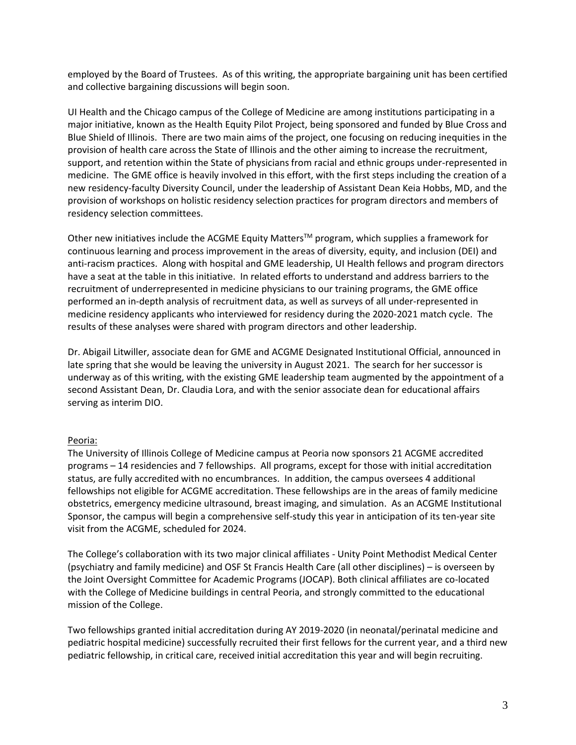employed by the Board of Trustees. As of this writing, the appropriate bargaining unit has been certified and collective bargaining discussions will begin soon.

UI Health and the Chicago campus of the College of Medicine are among institutions participating in a major initiative, known as the Health Equity Pilot Project, being sponsored and funded by Blue Cross and Blue Shield of Illinois. There are two main aims of the project, one focusing on reducing inequities in the provision of health care across the State of Illinois and the other aiming to increase the recruitment, support, and retention within the State of physicians from racial and ethnic groups under-represented in medicine. The GME office is heavily involved in this effort, with the first steps including the creation of a new residency-faculty Diversity Council, under the leadership of Assistant Dean Keia Hobbs, MD, and the provision of workshops on holistic residency selection practices for program directors and members of residency selection committees.

Other new initiatives include the ACGME Equity Matters™ program, which supplies a framework for continuous learning and process improvement in the areas of diversity, equity, and inclusion (DEI) and anti-racism practices. Along with hospital and GME leadership, UI Health fellows and program directors have a seat at the table in this initiative. In related efforts to understand and address barriers to the recruitment of underrepresented in medicine physicians to our training programs, the GME office performed an in-depth analysis of recruitment data, as well as surveys of all under-represented in medicine residency applicants who interviewed for residency during the 2020-2021 match cycle. The results of these analyses were shared with program directors and other leadership.

Dr. Abigail Litwiller, associate dean for GME and ACGME Designated Institutional Official, announced in late spring that she would be leaving the university in August 2021. The search for her successor is underway as of this writing, with the existing GME leadership team augmented by the appointment of a second Assistant Dean, Dr. Claudia Lora, and with the senior associate dean for educational affairs serving as interim DIO.

Peoria:

The University of Illinois College of Medicine campus at Peoria now sponsors 21 ACGME accredited programs – 14 residencies and 7 fellowships. All programs, except for those with initial accreditation status, are fully accredited with no encumbrances. In addition, the campus oversees 4 additional fellowships not eligible for ACGME accreditation. These fellowships are in the areas of family medicine obstetrics, emergency medicine ultrasound, breast imaging, and simulation. As an ACGME Institutional Sponsor, the campus will begin a comprehensive self-study this year in anticipation of its ten-year site visit from the ACGME, scheduled for 2024.

The College's collaboration with its two major clinical affiliates - Unity Point Methodist Medical Center (psychiatry and family medicine) and OSF St Francis Health Care (all other disciplines) – is overseen by the Joint Oversight Committee for Academic Programs (JOCAP). Both clinical affiliates are co-located with the College of Medicine buildings in central Peoria, and strongly committed to the educational mission of the College.

Two fellowships granted initial accreditation during AY 2019-2020 (in neonatal/perinatal medicine and pediatric hospital medicine) successfully recruited their first fellows for the current year, and a third new pediatric fellowship, in critical care, received initial accreditation this year and will begin recruiting.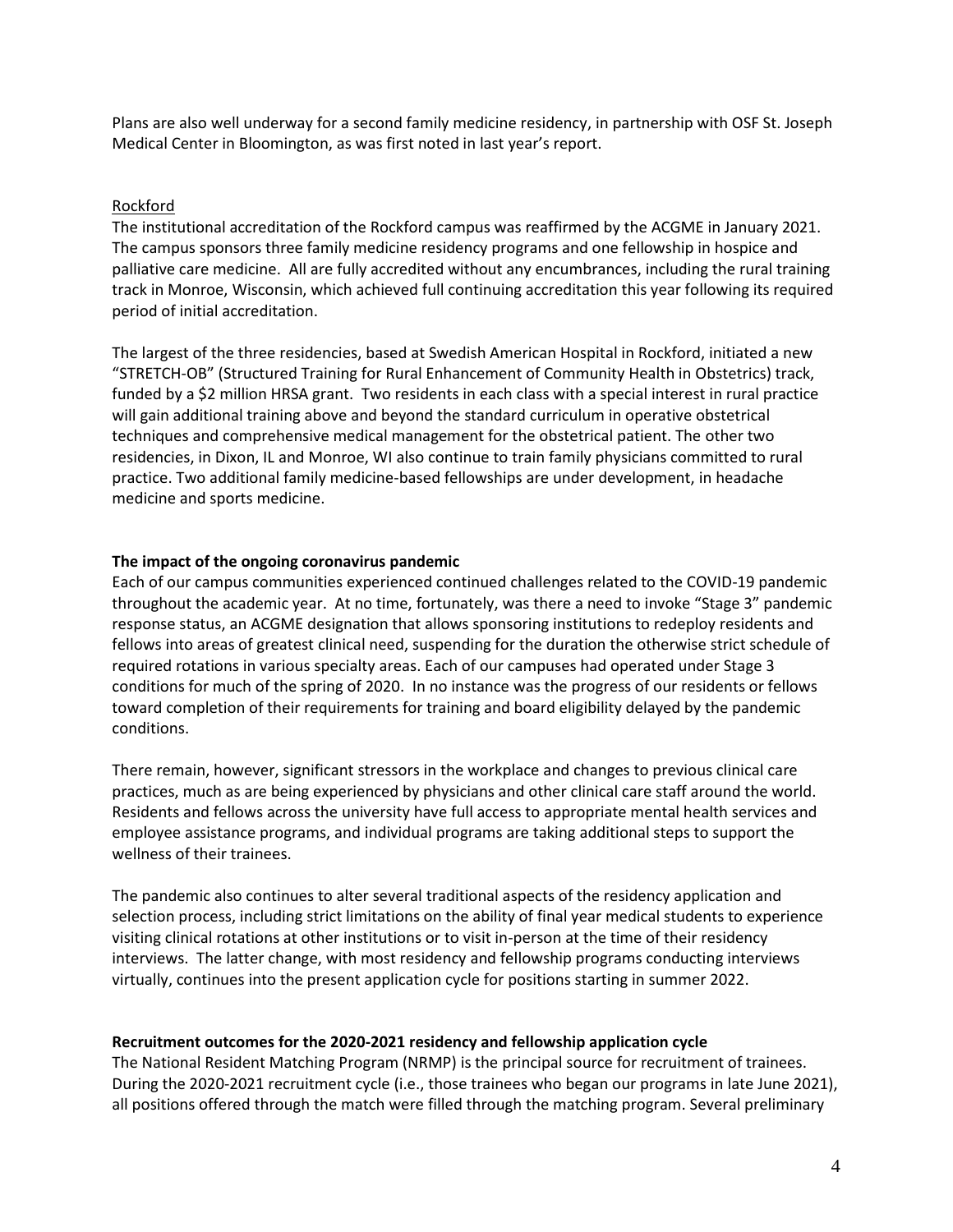Plans are also well underway for a second family medicine residency, in partnership with OSF St. Joseph Medical Center in Bloomington, as was first noted in last year's report.

Rockford

The institutional accreditation of the Rockford campus was reaffirmed by the ACGME in January 2021. The campus sponsors three family medicine residency programs and one fellowship in hospice and palliative care medicine. All are fully accredited without any encumbrances, including the rural training track in Monroe, Wisconsin, which achieved full continuing accreditation this year following its required period of initial accreditation.

The largest of the three residencies, based at Swedish American Hospital in Rockford, initiated a new "STRETCH-OB" (Structured Training for Rural Enhancement of Community Health in Obstetrics) track, funded by a $2 million HRSA grant. Two residents in each class with a special interest in rural practice will gain additional training above and beyond the standard curriculum in operative obstetrical techniques and comprehensive medical management for the obstetrical patient. The other two residencies, in Dixon, IL and Monroe, WI also continue to train family physicians committed to rural practice. Two additional family medicine-based fellowships are under development, in headache medicine and sports medicine.

**The impact of the ongoing coronavirus pandemic**

Each of our campus communities experienced continued challenges related to the COVID-19 pandemic throughout the academic year. At no time, fortunately, was there a need to invoke "Stage 3" pandemic response status, an ACGME designation that allows sponsoring institutions to redeploy residents and fellows into areas of greatest clinical need, suspending for the duration the otherwise strict schedule of required rotations in various specialty areas. Each of our campuses had operated under Stage 3 conditions for much of the spring of 2020. In no instance was the progress of our residents or fellows toward completion of their requirements for training and board eligibility delayed by the pandemic conditions.

There remain, however, significant stressors in the workplace and changes to previous clinical care practices, much as are being experienced by physicians and other clinical care staff around the world. Residents and fellows across the university have full access to appropriate mental health services and employee assistance programs, and individual programs are taking additional steps to support the wellness of their trainees.

The pandemic also continues to alter several traditional aspects of the residency application and selection process, including strict limitations on the ability of final year medical students to experience visiting clinical rotations at other institutions or to visit in-person at the time of their residency interviews. The latter change, with most residency and fellowship programs conducting interviews virtually, continues into the present application cycle for positions starting in summer 2022.

**Recruitment outcomes for the 2020-2021 residency and fellowship application cycle**

The National Resident Matching Program (NRMP) is the principal source for recruitment of trainees. During the 2020-2021 recruitment cycle (i.e., those trainees who began our programs in late June 2021), all positions offered through the match were filled through the matching program. Several preliminary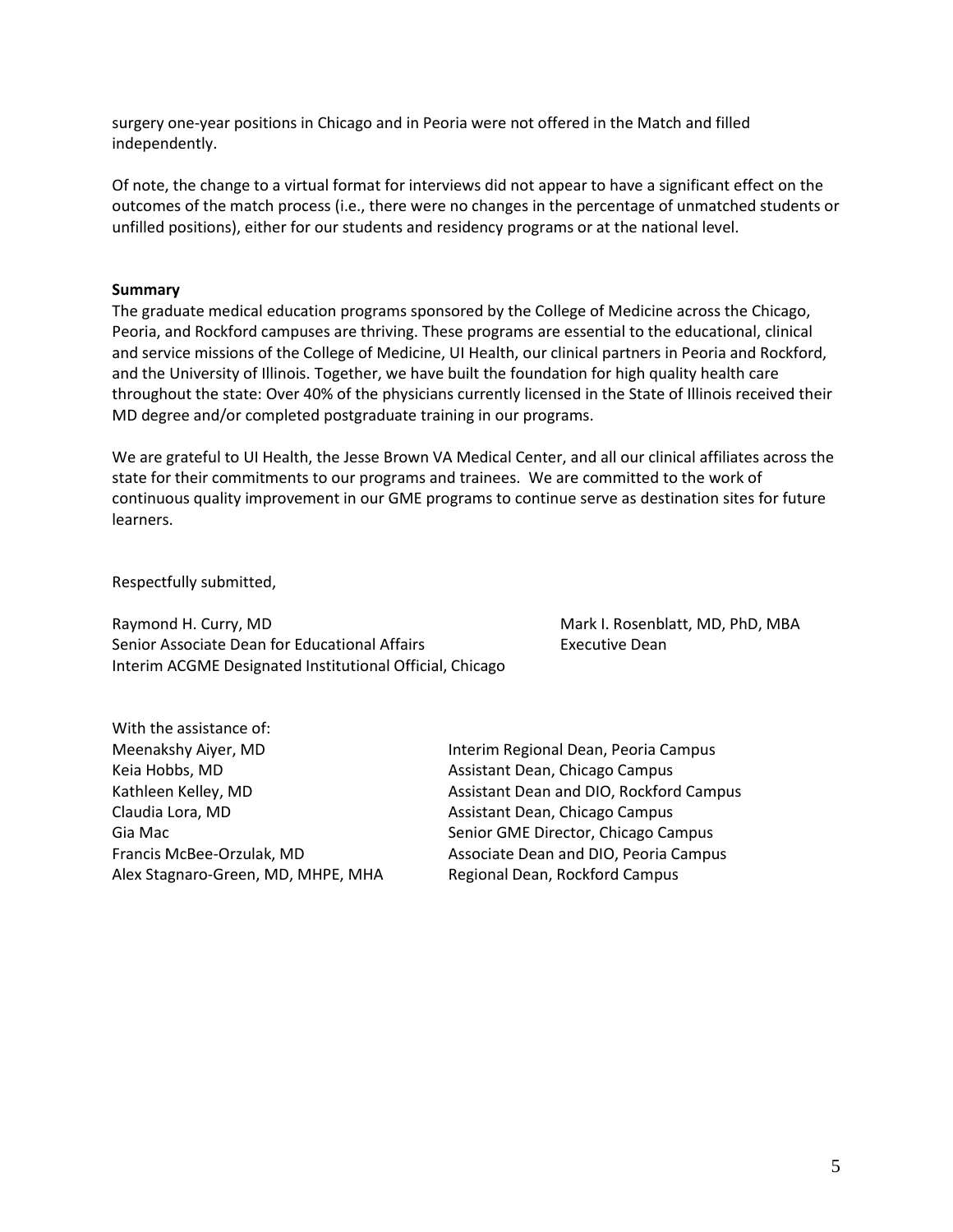surgery one-year positions in Chicago and in Peoria were not offered in the Match and filled independently.

Of note, the change to a virtual format for interviews did not appear to have a significant effect on the outcomes of the match process (i.e., there were no changes in the percentage of unmatched students or unfilled positions), either for our students and residency programs or at the national level.

**Summary**

The graduate medical education programs sponsored by the College of Medicine across the Chicago, Peoria, and Rockford campuses are thriving. These programs are essential to the educational, clinical and service missions of the College of Medicine, UI Health, our clinical partners in Peoria and Rockford, and the University of Illinois. Together, we have built the foundation for high quality health care throughout the state: Over 40% of the physicians currently licensed in the State of Illinois received their MD degree and/or completed postgraduate training in our programs.

We are grateful to UI Health, the Jesse Brown VA Medical Center, and all our clinical affiliates across the state for their commitments to our programs and trainees. We are committed to the work of continuous quality improvement in our GME programs to continue serve as destination sites for future learners.

Respectfully submitted,

Raymond H. Curry, MD
Senior Associate Dean for Educational Affairs
Interim ACGME Designated Institutional Official, Chicago

Mark I. Rosenblatt, MD, PhD, MBA
Executive Dean

With the assistance of:

| | |
|---|---|
| Meenakshy Aiyer, MD | Interim Regional Dean, Peoria Campus |
| Keia Hobbs, MD | Assistant Dean, Chicago Campus |
| Kathleen Kelley, MD | Assistant Dean and DIO, Rockford Campus |
| Claudia Lora, MD | Assistant Dean, Chicago Campus |
| Gia Mac | Senior GME Director, Chicago Campus |
| Francis McBee-Orzulak, MD | Associate Dean and DIO, Peoria Campus |
| Alex Stagnaro-Green, MD, MHPE, MHA | Regional Dean, Rockford Campus |